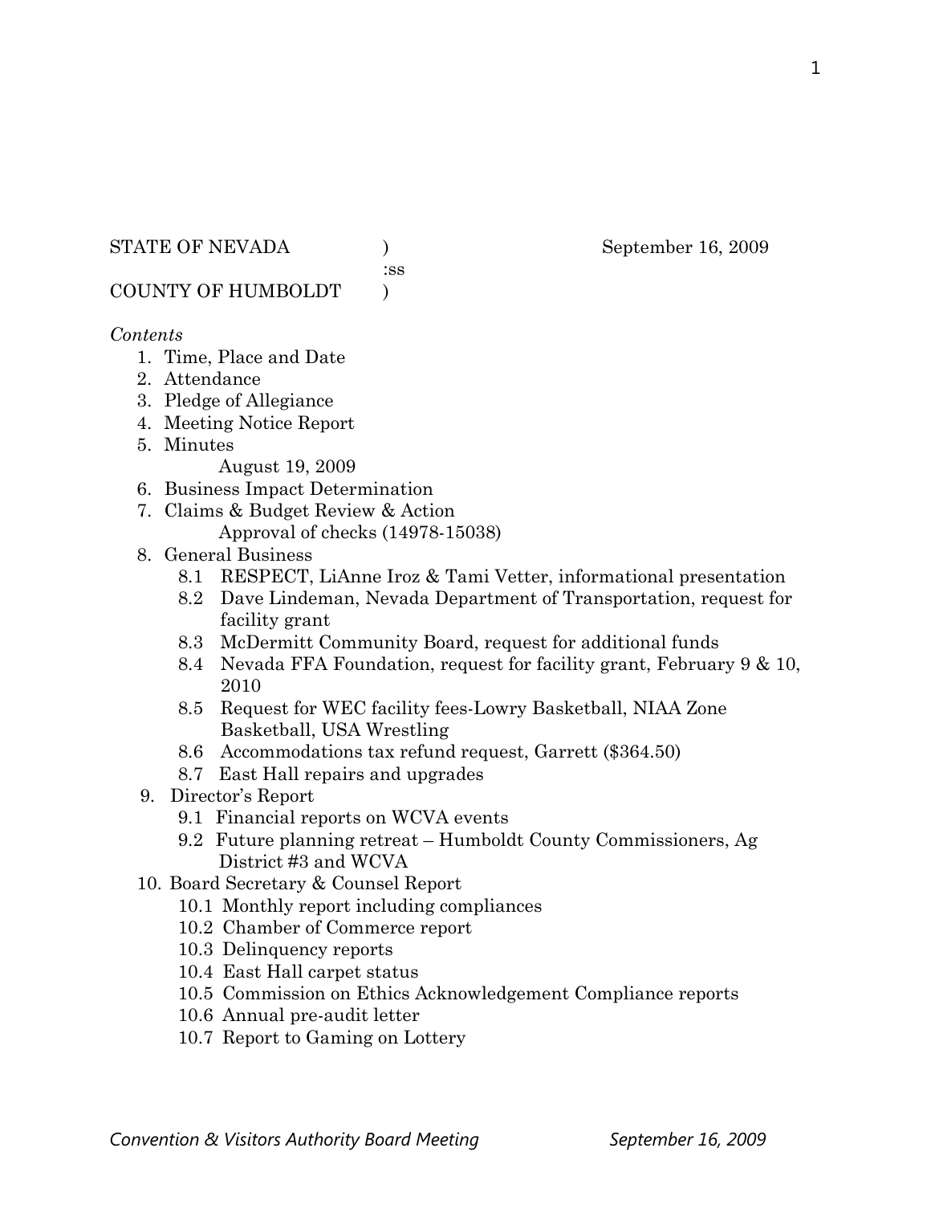STATE OF NEVADA ) September 16, 2009
:ss
COUNTY OF HUMBOLDT )

*Contents*

1. Time, Place and Date
2. Attendance
3. Pledge of Allegiance
4. Meeting Notice Report
5. Minutes
   August 19, 2009
6. Business Impact Determination
7. Claims & Budget Review & Action
   Approval of checks (14978-15038)
8. General Business
   - 8.1 RESPECT, LiAnne Iroz & Tami Vetter, informational presentation
   - 8.2 Dave Lindeman, Nevada Department of Transportation, request for facility grant
   - 8.3 McDermitt Community Board, request for additional funds
   - 8.4 Nevada FFA Foundation, request for facility grant, February 9 & 10, 2010
   - 8.5 Request for WEC facility fees-Lowry Basketball, NIAA Zone Basketball, USA Wrestling
   - 8.6 Accommodations tax refund request, Garrett ($364.50)
   - 8.7 East Hall repairs and upgrades
9. Director's Report
   - 9.1 Financial reports on WCVA events
   - 9.2 Future planning retreat – Humboldt County Commissioners, Ag District #3 and WCVA
10. Board Secretary & Counsel Report
    - 10.1 Monthly report including compliances
    - 10.2 Chamber of Commerce report
    - 10.3 Delinquency reports
    - 10.4 East Hall carpet status
    - 10.5 Commission on Ethics Acknowledgement Compliance reports
    - 10.6 Annual pre-audit letter
    - 10.7 Report to Gaming on Lottery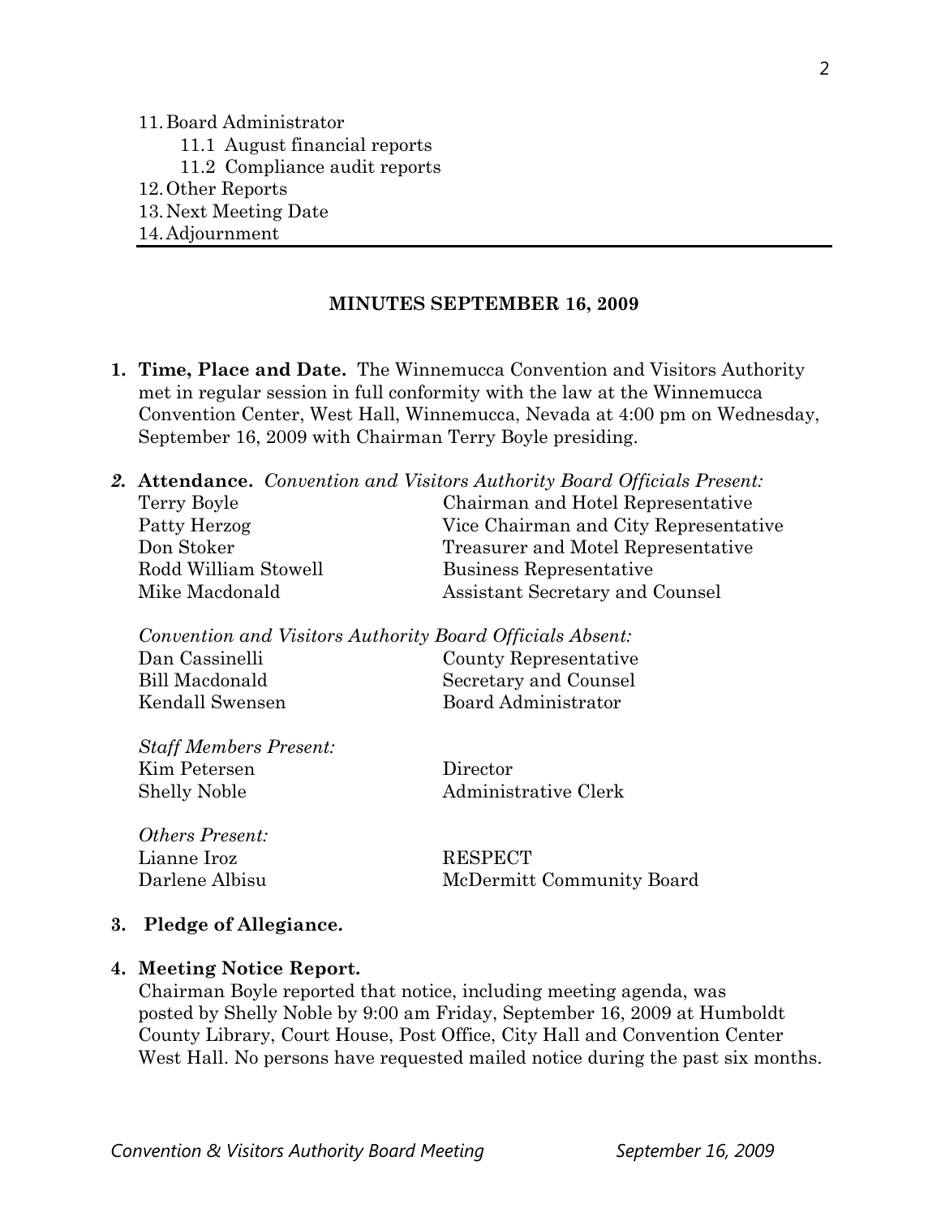11. Board Administrator
    - 11.1 August financial reports
    - 11.2 Compliance audit reports
12. Other Reports
13. Next Meeting Date
14. Adjournment

---

## MINUTES SEPTEMBER 16, 2009

1. **Time, Place and Date.** The Winnemucca Convention and Visitors Authority met in regular session in full conformity with the law at the Winnemucca Convention Center, West Hall, Winnemucca, Nevada at 4:00 pm on Wednesday, September 16, 2009 with Chairman Terry Boyle presiding.

2. **Attendance.** *Convention and Visitors Authority Board Officials Present:*

| | |
|---|---|
| Terry Boyle | Chairman and Hotel Representative |
| Patty Herzog | Vice Chairman and City Representative |
| Don Stoker | Treasurer and Motel Representative |
| Rodd William Stowell | Business Representative |
| Mike Macdonald | Assistant Secretary and Counsel |

*Convention and Visitors Authority Board Officials Absent:*

| | |
|---|---|
| Dan Cassinelli | County Representative |
| Bill Macdonald | Secretary and Counsel |
| Kendall Swensen | Board Administrator |

*Staff Members Present:*

| | |
|---|---|
| Kim Petersen | Director |
| Shelly Noble | Administrative Clerk |

*Others Present:*

| | |
|---|---|
| Lianne Iroz | RESPECT |
| Darlene Albisu | McDermitt Community Board |

3. **Pledge of Allegiance.**

4. **Meeting Notice Report.**
   Chairman Boyle reported that notice, including meeting agenda, was posted by Shelly Noble by 9:00 am Friday, September 16, 2009 at Humboldt County Library, Court House, Post Office, City Hall and Convention Center West Hall. No persons have requested mailed notice during the past six months.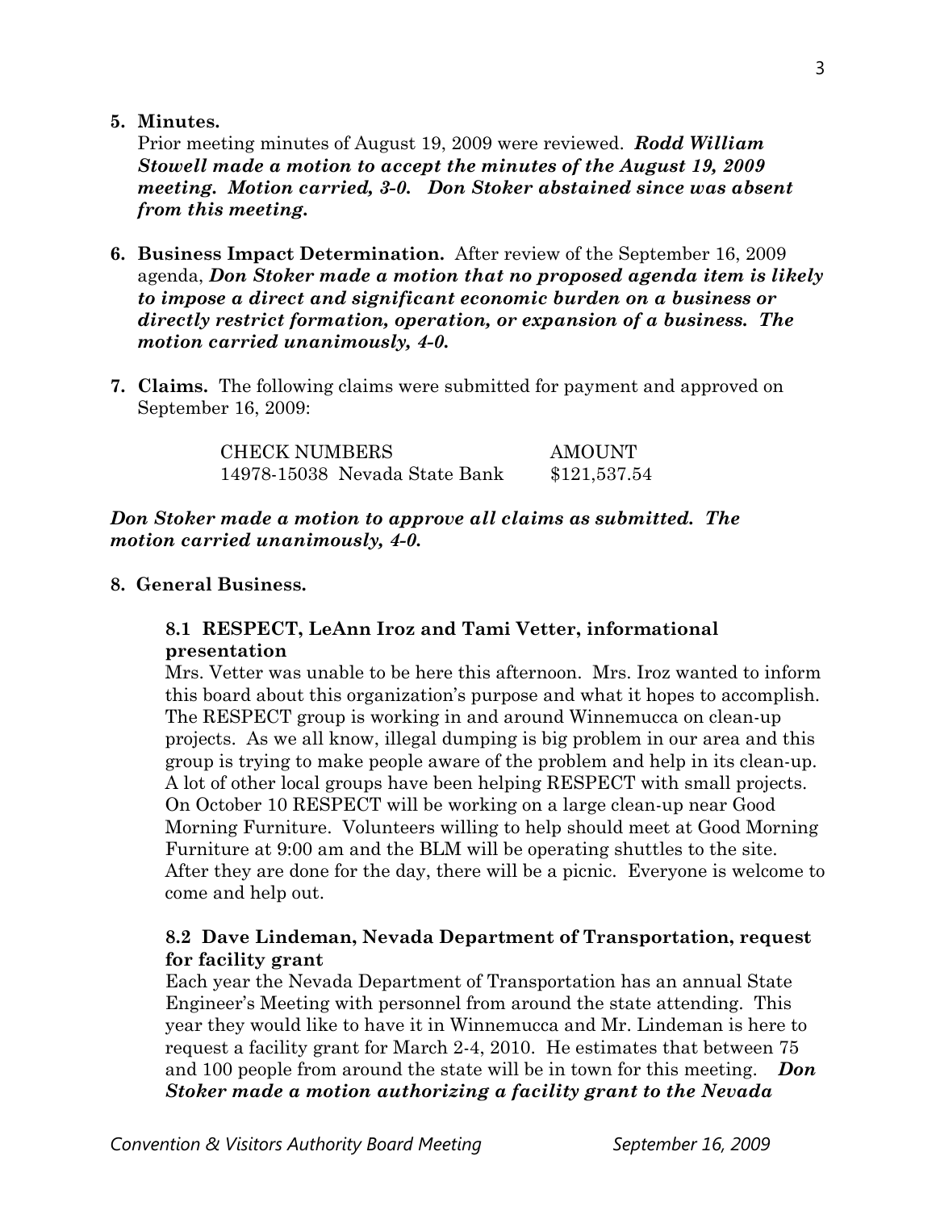**5. Minutes.**

Prior meeting minutes of August 19, 2009 were reviewed. ***Rodd William Stowell made a motion to accept the minutes of the August 19, 2009 meeting. Motion carried, 3-0. Don Stoker abstained since was absent from this meeting.***

**6. Business Impact Determination.** After review of the September 16, 2009 agenda, ***Don Stoker made a motion that no proposed agenda item is likely to impose a direct and significant economic burden on a business or directly restrict formation, operation, or expansion of a business. The motion carried unanimously, 4-0.***

**7. Claims.** The following claims were submitted for payment and approved on September 16, 2009:

| CHECK NUMBERS | AMOUNT |
|---|---|
| 14978-15038 Nevada State Bank | $121,537.54 |

***Don Stoker made a motion to approve all claims as submitted. The motion carried unanimously, 4-0.***

**8. General Business.**

**8.1 RESPECT, LeAnn Iroz and Tami Vetter, informational presentation**

Mrs. Vetter was unable to be here this afternoon. Mrs. Iroz wanted to inform this board about this organization's purpose and what it hopes to accomplish. The RESPECT group is working in and around Winnemucca on clean-up projects. As we all know, illegal dumping is big problem in our area and this group is trying to make people aware of the problem and help in its clean-up. A lot of other local groups have been helping RESPECT with small projects. On October 10 RESPECT will be working on a large clean-up near Good Morning Furniture. Volunteers willing to help should meet at Good Morning Furniture at 9:00 am and the BLM will be operating shuttles to the site. After they are done for the day, there will be a picnic. Everyone is welcome to come and help out.

**8.2 Dave Lindeman, Nevada Department of Transportation, request for facility grant**

Each year the Nevada Department of Transportation has an annual State Engineer's Meeting with personnel from around the state attending. This year they would like to have it in Winnemucca and Mr. Lindeman is here to request a facility grant for March 2-4, 2010. He estimates that between 75 and 100 people from around the state will be in town for this meeting. ***Don Stoker made a motion authorizing a facility grant to the Nevada***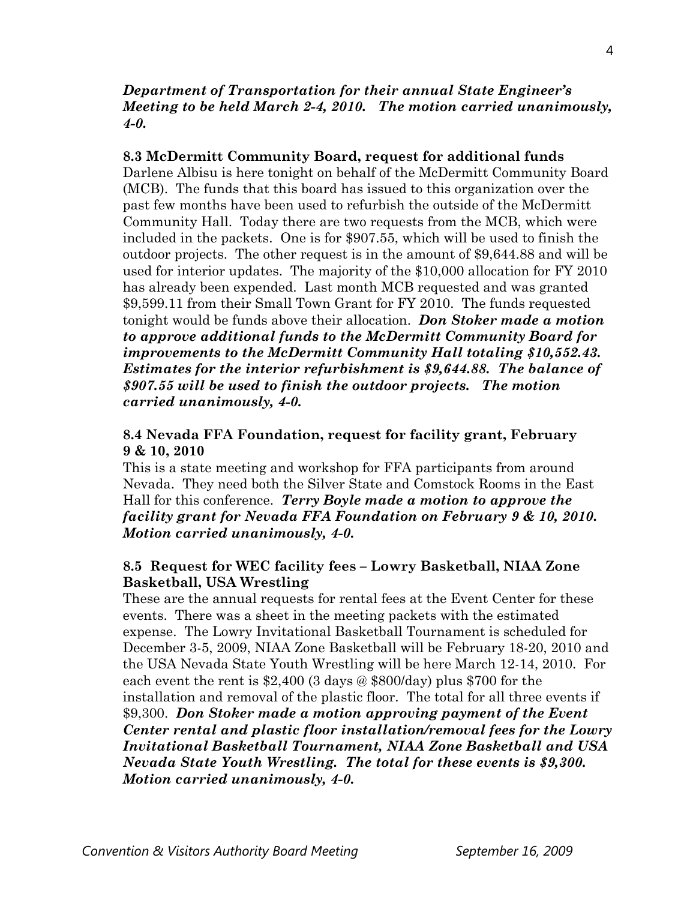***Department of Transportation for their annual State Engineer's Meeting to be held March 2-4, 2010. The motion carried unanimously, 4-0.***

**8.3 McDermitt Community Board, request for additional funds**

Darlene Albisu is here tonight on behalf of the McDermitt Community Board (MCB). The funds that this board has issued to this organization over the past few months have been used to refurbish the outside of the McDermitt Community Hall. Today there are two requests from the MCB, which were included in the packets. One is for $907.55, which will be used to finish the outdoor projects. The other request is in the amount of $9,644.88 and will be used for interior updates. The majority of the $10,000 allocation for FY 2010 has already been expended. Last month MCB requested and was granted $9,599.11 from their Small Town Grant for FY 2010. The funds requested tonight would be funds above their allocation. ***Don Stoker made a motion to approve additional funds to the McDermitt Community Board for improvements to the McDermitt Community Hall totaling $10,552.43. Estimates for the interior refurbishment is $9,644.88. The balance of $907.55 will be used to finish the outdoor projects. The motion carried unanimously, 4-0.***

**8.4 Nevada FFA Foundation, request for facility grant, February 9 & 10, 2010**

This is a state meeting and workshop for FFA participants from around Nevada. They need both the Silver State and Comstock Rooms in the East Hall for this conference. ***Terry Boyle made a motion to approve the facility grant for Nevada FFA Foundation on February 9 & 10, 2010. Motion carried unanimously, 4-0.***

**8.5 Request for WEC facility fees – Lowry Basketball, NIAA Zone Basketball, USA Wrestling**

These are the annual requests for rental fees at the Event Center for these events. There was a sheet in the meeting packets with the estimated expense. The Lowry Invitational Basketball Tournament is scheduled for December 3-5, 2009, NIAA Zone Basketball will be February 18-20, 2010 and the USA Nevada State Youth Wrestling will be here March 12-14, 2010. For each event the rent is $2,400 (3 days @ $800/day) plus $700 for the installation and removal of the plastic floor. The total for all three events if $9,300. ***Don Stoker made a motion approving payment of the Event Center rental and plastic floor installation/removal fees for the Lowry Invitational Basketball Tournament, NIAA Zone Basketball and USA Nevada State Youth Wrestling. The total for these events is $9,300. Motion carried unanimously, 4-0.***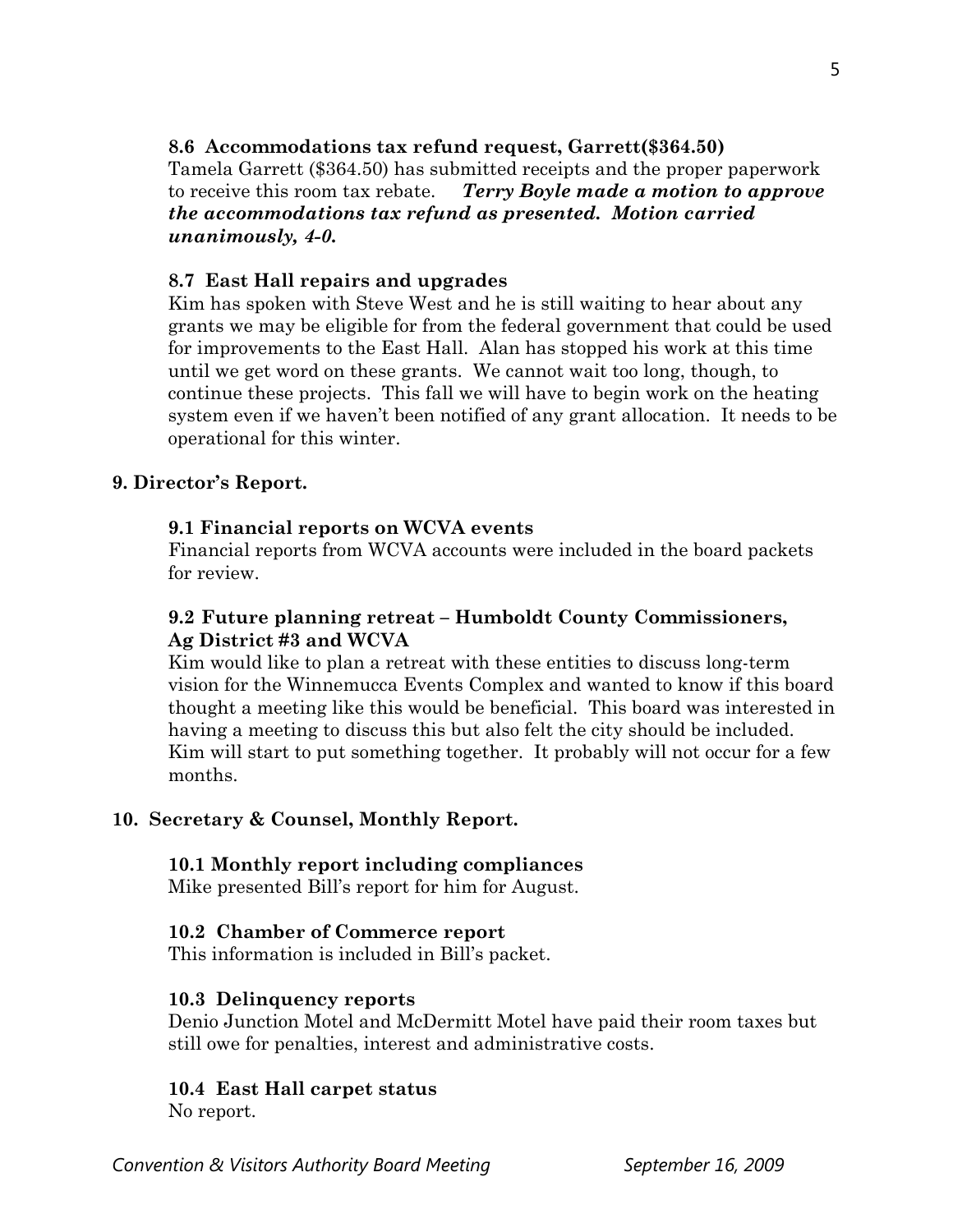**8.6 Accommodations tax refund request, Garrett($364.50)**

Tamela Garrett ($364.50) has submitted receipts and the proper paperwork to receive this room tax rebate. ***Terry Boyle made a motion to approve the accommodations tax refund as presented. Motion carried unanimously, 4-0.***

**8.7 East Hall repairs and upgrades**

Kim has spoken with Steve West and he is still waiting to hear about any grants we may be eligible for from the federal government that could be used for improvements to the East Hall. Alan has stopped his work at this time until we get word on these grants. We cannot wait too long, though, to continue these projects. This fall we will have to begin work on the heating system even if we haven't been notified of any grant allocation. It needs to be operational for this winter.

**9. Director's Report.**

**9.1 Financial reports on WCVA events**

Financial reports from WCVA accounts were included in the board packets for review.

**9.2 Future planning retreat – Humboldt County Commissioners, Ag District #3 and WCVA**

Kim would like to plan a retreat with these entities to discuss long-term vision for the Winnemucca Events Complex and wanted to know if this board thought a meeting like this would be beneficial. This board was interested in having a meeting to discuss this but also felt the city should be included. Kim will start to put something together. It probably will not occur for a few months.

**10. Secretary & Counsel, Monthly Report.**

**10.1 Monthly report including compliances**

Mike presented Bill's report for him for August.

**10.2 Chamber of Commerce report**

This information is included in Bill's packet.

**10.3 Delinquency reports**

Denio Junction Motel and McDermitt Motel have paid their room taxes but still owe for penalties, interest and administrative costs.

**10.4 East Hall carpet status**

No report.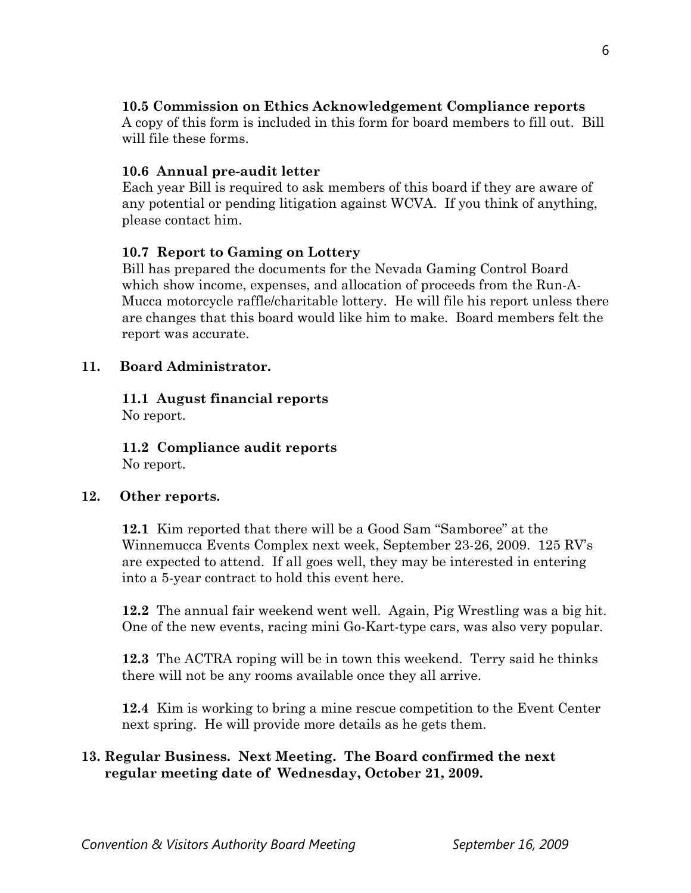**10.5 Commission on Ethics Acknowledgement Compliance reports**
A copy of this form is included in this form for board members to fill out. Bill will file these forms.

**10.6 Annual pre-audit letter**
Each year Bill is required to ask members of this board if they are aware of any potential or pending litigation against WCVA. If you think of anything, please contact him.

**10.7 Report to Gaming on Lottery**
Bill has prepared the documents for the Nevada Gaming Control Board which show income, expenses, and allocation of proceeds from the Run-A-Mucca motorcycle raffle/charitable lottery. He will file his report unless there are changes that this board would like him to make. Board members felt the report was accurate.

**11. Board Administrator.**

**11.1 August financial reports**
No report.

**11.2 Compliance audit reports**
No report.

**12. Other reports.**

**12.1** Kim reported that there will be a Good Sam "Samboree" at the Winnemucca Events Complex next week, September 23-26, 2009. 125 RV's are expected to attend. If all goes well, they may be interested in entering into a 5-year contract to hold this event here.

**12.2** The annual fair weekend went well. Again, Pig Wrestling was a big hit. One of the new events, racing mini Go-Kart-type cars, was also very popular.

**12.3** The ACTRA roping will be in town this weekend. Terry said he thinks there will not be any rooms available once they all arrive.

**12.4** Kim is working to bring a mine rescue competition to the Event Center next spring. He will provide more details as he gets them.

**13. Regular Business. Next Meeting. The Board confirmed the next regular meeting date of Wednesday, October 21, 2009.**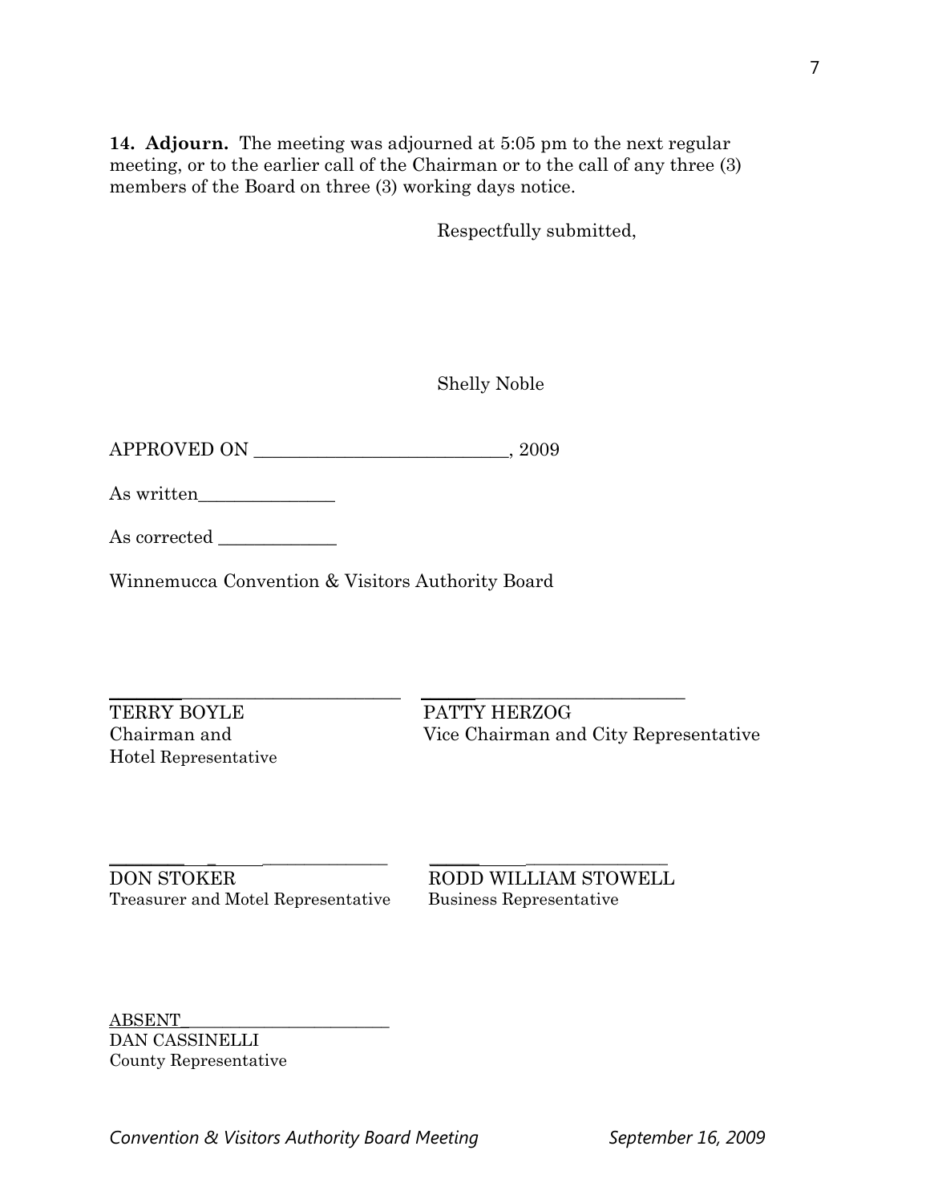**14. Adjourn.** The meeting was adjourned at 5:05 pm to the next regular meeting, or to the earlier call of the Chairman or to the call of any three (3) members of the Board on three (3) working days notice.

Respectfully submitted,

Shelly Noble

APPROVED ON ____________________________, 2009

As written_______________

As corrected _____________

Winnemucca Convention & Visitors Authority Board

_______________________________
TERRY BOYLE
Chairman and
Hotel Representative

_______________________________
PATTY HERZOG
Vice Chairman and City Representative

_______________________________
DON STOKER
Treasurer and Motel Representative

_______________________________
RODD WILLIAM STOWELL
Business Representative

ABSENT_________________________
DAN CASSINELLI
County Representative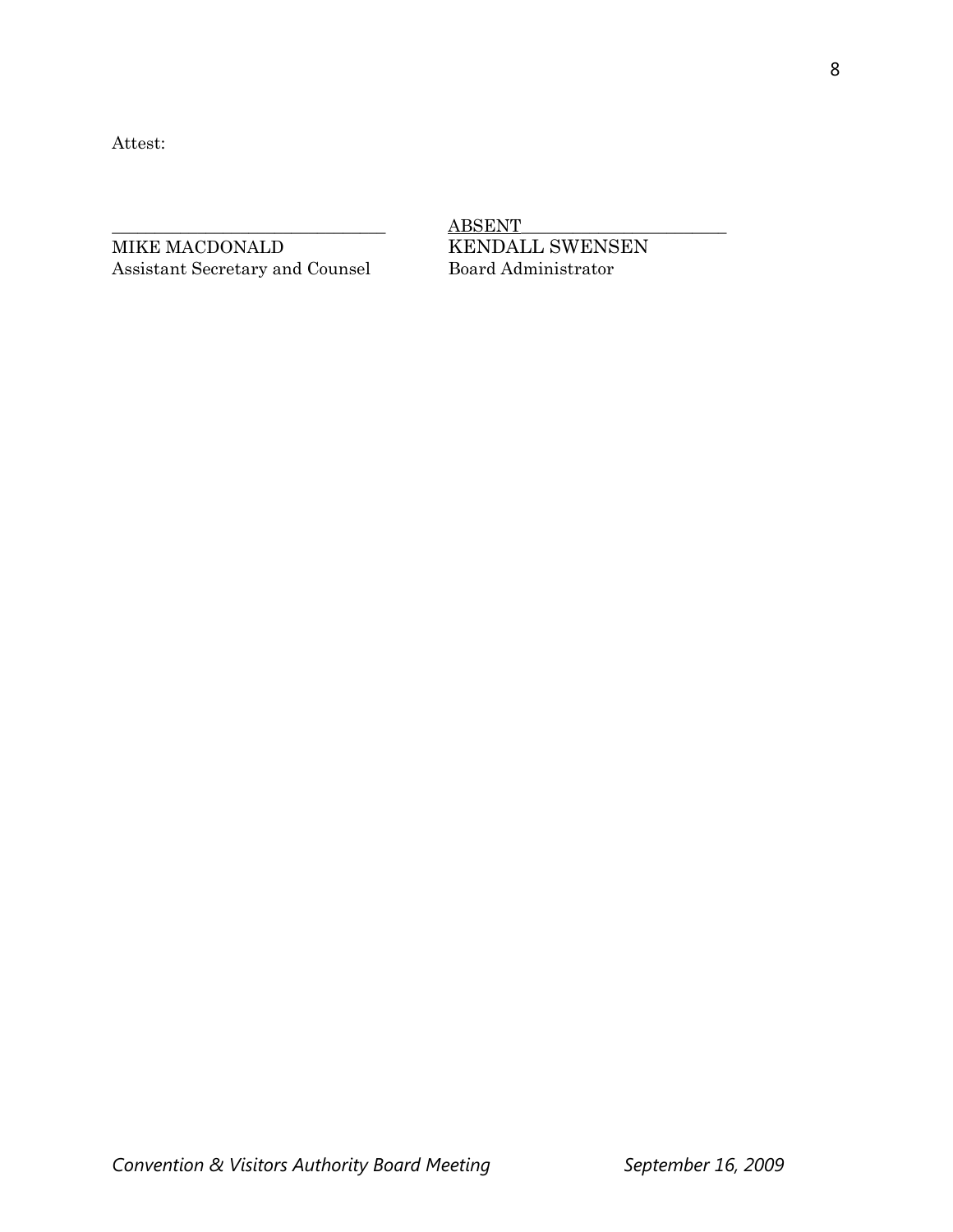Attest:

| | |
|---|---|
| _______________________________ | ABSENT_______________________ |
| MIKE MACDONALD | KENDALL SWENSEN |
| Assistant Secretary and Counsel | Board Administrator |